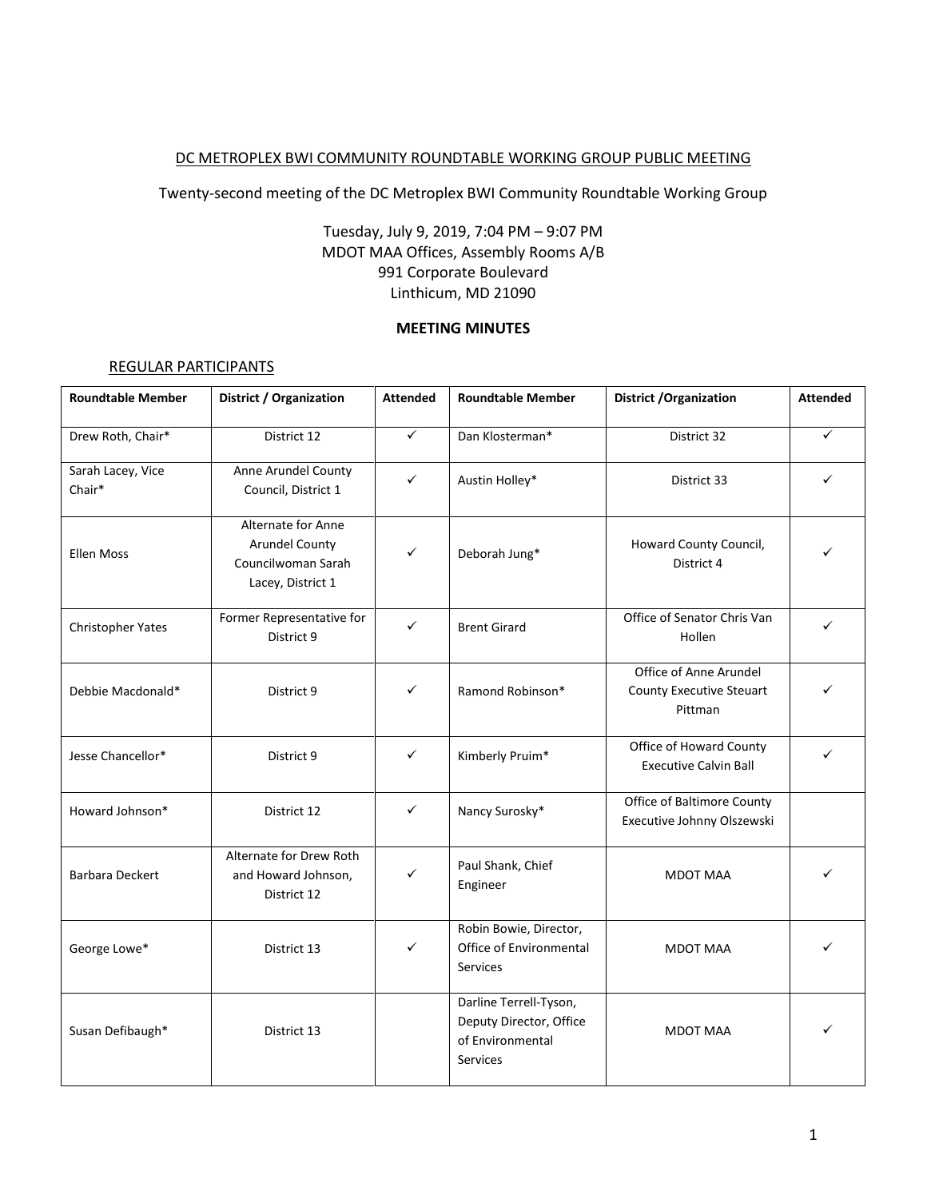# DC METROPLEX BWI COMMUNITY ROUNDTABLE WORKING GROUP PUBLIC MEETING

Twenty-second meeting of the DC Metroplex BWI Community Roundtable Working Group

Tuesday, July 9, 2019, 7:04 PM – 9:07 PM
MDOT MAA Offices, Assembly Rooms A/B
991 Corporate Boulevard
Linthicum, MD 21090

**MEETING MINUTES**

## REGULAR PARTICIPANTS

| Roundtable Member | District / Organization | Attended | Roundtable Member | District /Organization | Attended |
|---|---|---|---|---|---|
| Drew Roth, Chair* | District 12 | ✓ | Dan Klosterman* | District 32 | ✓ |
| Sarah Lacey, Vice Chair* | Anne Arundel County Council, District 1 | ✓ | Austin Holley* | District 33 | ✓ |
| Ellen Moss | Alternate for Anne Arundel County Councilwoman Sarah Lacey, District 1 | ✓ | Deborah Jung* | Howard County Council, District 4 | ✓ |
| Christopher Yates | Former Representative for District 9 | ✓ | Brent Girard | Office of Senator Chris Van Hollen | ✓ |
| Debbie Macdonald* | District 9 | ✓ | Ramond Robinson* | Office of Anne Arundel County Executive Steuart Pittman | ✓ |
| Jesse Chancellor* | District 9 | ✓ | Kimberly Pruim* | Office of Howard County Executive Calvin Ball | ✓ |
| Howard Johnson* | District 12 | ✓ | Nancy Surosky* | Office of Baltimore County Executive Johnny Olszewski | |
| Barbara Deckert | Alternate for Drew Roth and Howard Johnson, District 12 | ✓ | Paul Shank, Chief Engineer | MDOT MAA | ✓ |
| George Lowe* | District 13 | ✓ | Robin Bowie, Director, Office of Environmental Services | MDOT MAA | ✓ |
| Susan Defibaugh* | District 13 | | Darline Terrell-Tyson, Deputy Director, Office of Environmental Services | MDOT MAA | ✓ |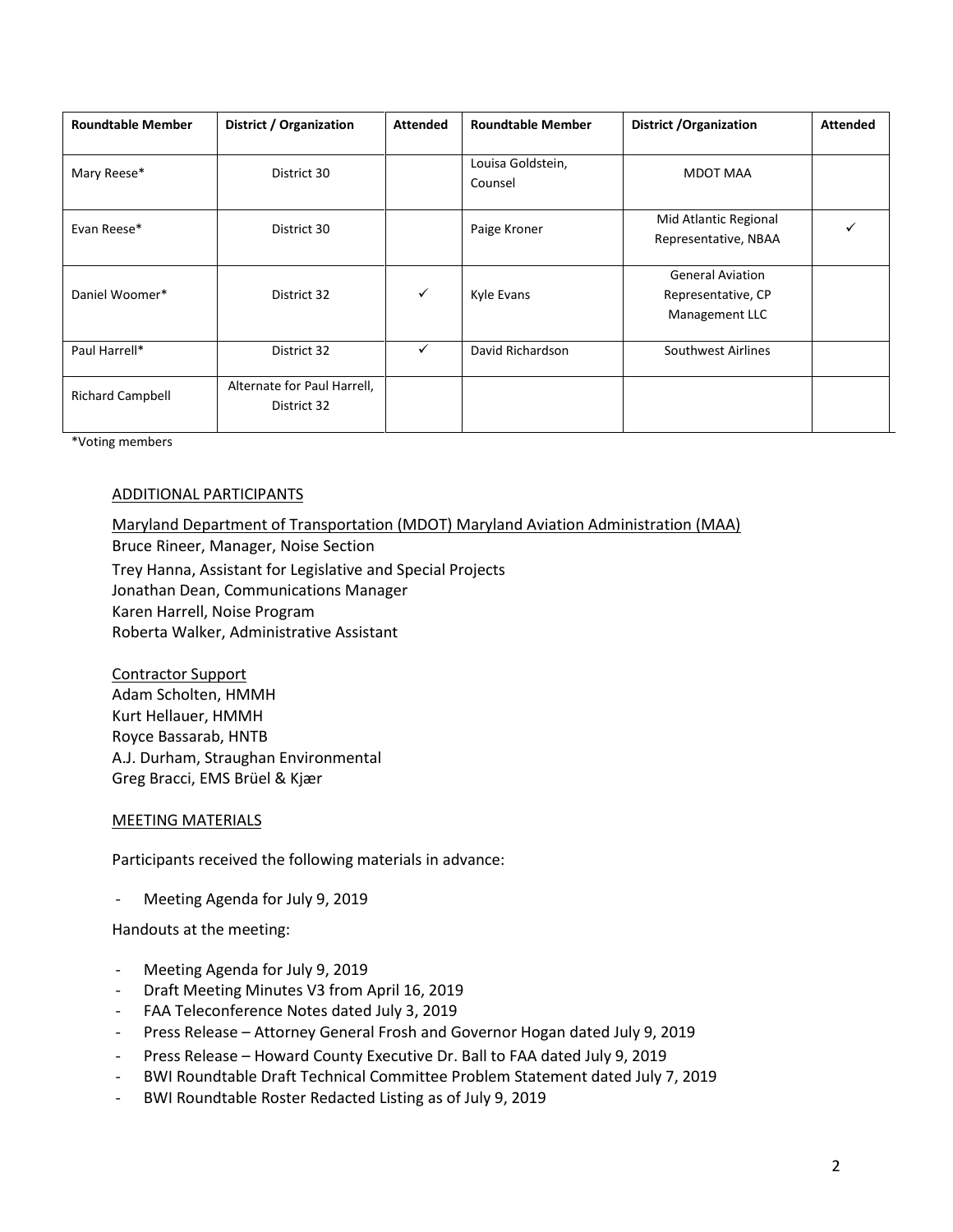| Roundtable Member | District / Organization | Attended | Roundtable Member | District /Organization | Attended |
|---|---|---|---|---|---|
| Mary Reese* | District 30 | | Louisa Goldstein, Counsel | MDOT MAA | |
| Evan Reese* | District 30 | | Paige Kroner | Mid Atlantic Regional Representative, NBAA | ✓ |
| Daniel Woomer* | District 32 | ✓ | Kyle Evans | General Aviation Representative, CP Management LLC | |
| Paul Harrell* | District 32 | ✓ | David Richardson | Southwest Airlines | |
| Richard Campbell | Alternate for Paul Harrell, District 32 | | | | |

*Voting members

## ADDITIONAL PARTICIPANTS

Maryland Department of Transportation (MDOT) Maryland Aviation Administration (MAA)
Bruce Rineer, Manager, Noise Section
Trey Hanna, Assistant for Legislative and Special Projects
Jonathan Dean, Communications Manager
Karen Harrell, Noise Program
Roberta Walker, Administrative Assistant

Contractor Support
Adam Scholten, HMMH
Kurt Hellauer, HMMH
Royce Bassarab, HNTB
A.J. Durham, Straughan Environmental
Greg Bracci, EMS Brüel & Kjær

## MEETING MATERIALS

Participants received the following materials in advance:

- Meeting Agenda for July 9, 2019

Handouts at the meeting:

- Meeting Agenda for July 9, 2019
- Draft Meeting Minutes V3 from April 16, 2019
- FAA Teleconference Notes dated July 3, 2019
- Press Release – Attorney General Frosh and Governor Hogan dated July 9, 2019
- Press Release – Howard County Executive Dr. Ball to FAA dated July 9, 2019
- BWI Roundtable Draft Technical Committee Problem Statement dated July 7, 2019
- BWI Roundtable Roster Redacted Listing as of July 9, 2019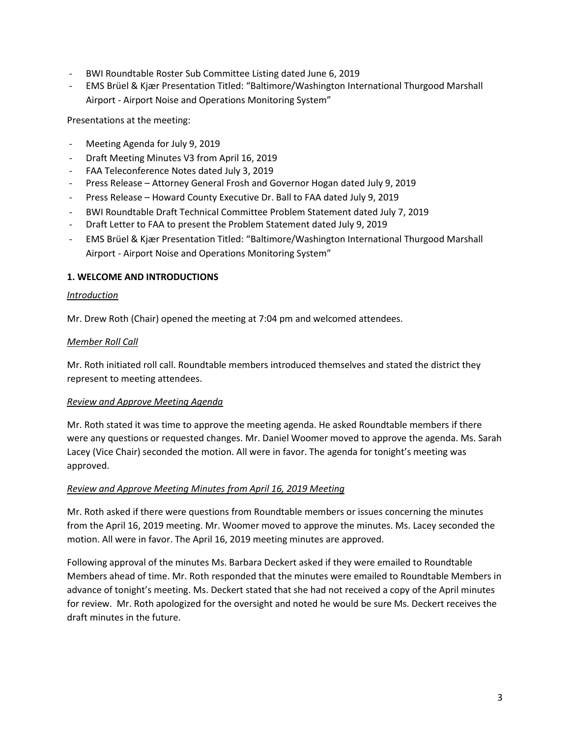- BWI Roundtable Roster Sub Committee Listing dated June 6, 2019
- EMS Brüel & Kjær Presentation Titled: "Baltimore/Washington International Thurgood Marshall Airport - Airport Noise and Operations Monitoring System"

Presentations at the meeting:

- Meeting Agenda for July 9, 2019
- Draft Meeting Minutes V3 from April 16, 2019
- FAA Teleconference Notes dated July 3, 2019
- Press Release – Attorney General Frosh and Governor Hogan dated July 9, 2019
- Press Release – Howard County Executive Dr. Ball to FAA dated July 9, 2019
- BWI Roundtable Draft Technical Committee Problem Statement dated July 7, 2019
- Draft Letter to FAA to present the Problem Statement dated July 9, 2019
- EMS Brüel & Kjær Presentation Titled: "Baltimore/Washington International Thurgood Marshall Airport - Airport Noise and Operations Monitoring System"

## 1. WELCOME AND INTRODUCTIONS

*Introduction*

Mr. Drew Roth (Chair) opened the meeting at 7:04 pm and welcomed attendees.

*Member Roll Call*

Mr. Roth initiated roll call. Roundtable members introduced themselves and stated the district they represent to meeting attendees.

*Review and Approve Meeting Agenda*

Mr. Roth stated it was time to approve the meeting agenda. He asked Roundtable members if there were any questions or requested changes. Mr. Daniel Woomer moved to approve the agenda. Ms. Sarah Lacey (Vice Chair) seconded the motion. All were in favor. The agenda for tonight's meeting was approved.

*Review and Approve Meeting Minutes from April 16, 2019 Meeting*

Mr. Roth asked if there were questions from Roundtable members or issues concerning the minutes from the April 16, 2019 meeting. Mr. Woomer moved to approve the minutes. Ms. Lacey seconded the motion. All were in favor. The April 16, 2019 meeting minutes are approved.

Following approval of the minutes Ms. Barbara Deckert asked if they were emailed to Roundtable Members ahead of time. Mr. Roth responded that the minutes were emailed to Roundtable Members in advance of tonight's meeting. Ms. Deckert stated that she had not received a copy of the April minutes for review. Mr. Roth apologized for the oversight and noted he would be sure Ms. Deckert receives the draft minutes in the future.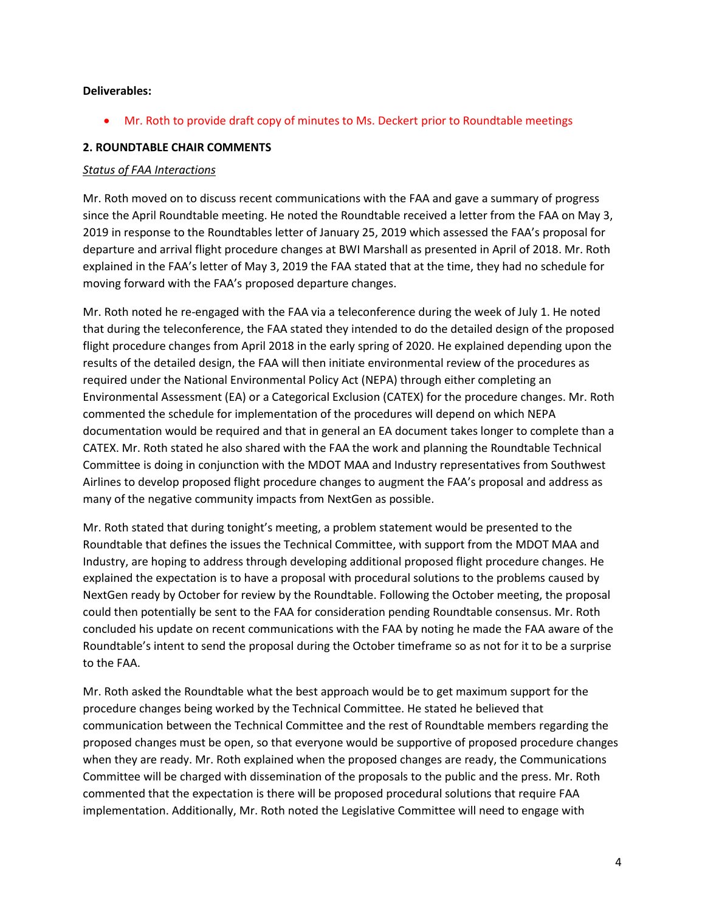**Deliverables:**

- Mr. Roth to provide draft copy of minutes to Ms. Deckert prior to Roundtable meetings

**2. ROUNDTABLE CHAIR COMMENTS**

*Status of FAA Interactions*

Mr. Roth moved on to discuss recent communications with the FAA and gave a summary of progress since the April Roundtable meeting. He noted the Roundtable received a letter from the FAA on May 3, 2019 in response to the Roundtables letter of January 25, 2019 which assessed the FAA's proposal for departure and arrival flight procedure changes at BWI Marshall as presented in April of 2018. Mr. Roth explained in the FAA's letter of May 3, 2019 the FAA stated that at the time, they had no schedule for moving forward with the FAA's proposed departure changes.

Mr. Roth noted he re-engaged with the FAA via a teleconference during the week of July 1. He noted that during the teleconference, the FAA stated they intended to do the detailed design of the proposed flight procedure changes from April 2018 in the early spring of 2020. He explained depending upon the results of the detailed design, the FAA will then initiate environmental review of the procedures as required under the National Environmental Policy Act (NEPA) through either completing an Environmental Assessment (EA) or a Categorical Exclusion (CATEX) for the procedure changes. Mr. Roth commented the schedule for implementation of the procedures will depend on which NEPA documentation would be required and that in general an EA document takes longer to complete than a CATEX. Mr. Roth stated he also shared with the FAA the work and planning the Roundtable Technical Committee is doing in conjunction with the MDOT MAA and Industry representatives from Southwest Airlines to develop proposed flight procedure changes to augment the FAA's proposal and address as many of the negative community impacts from NextGen as possible.

Mr. Roth stated that during tonight's meeting, a problem statement would be presented to the Roundtable that defines the issues the Technical Committee, with support from the MDOT MAA and Industry, are hoping to address through developing additional proposed flight procedure changes. He explained the expectation is to have a proposal with procedural solutions to the problems caused by NextGen ready by October for review by the Roundtable. Following the October meeting, the proposal could then potentially be sent to the FAA for consideration pending Roundtable consensus. Mr. Roth concluded his update on recent communications with the FAA by noting he made the FAA aware of the Roundtable's intent to send the proposal during the October timeframe so as not for it to be a surprise to the FAA.

Mr. Roth asked the Roundtable what the best approach would be to get maximum support for the procedure changes being worked by the Technical Committee. He stated he believed that communication between the Technical Committee and the rest of Roundtable members regarding the proposed changes must be open, so that everyone would be supportive of proposed procedure changes when they are ready. Mr. Roth explained when the proposed changes are ready, the Communications Committee will be charged with dissemination of the proposals to the public and the press. Mr. Roth commented that the expectation is there will be proposed procedural solutions that require FAA implementation. Additionally, Mr. Roth noted the Legislative Committee will need to engage with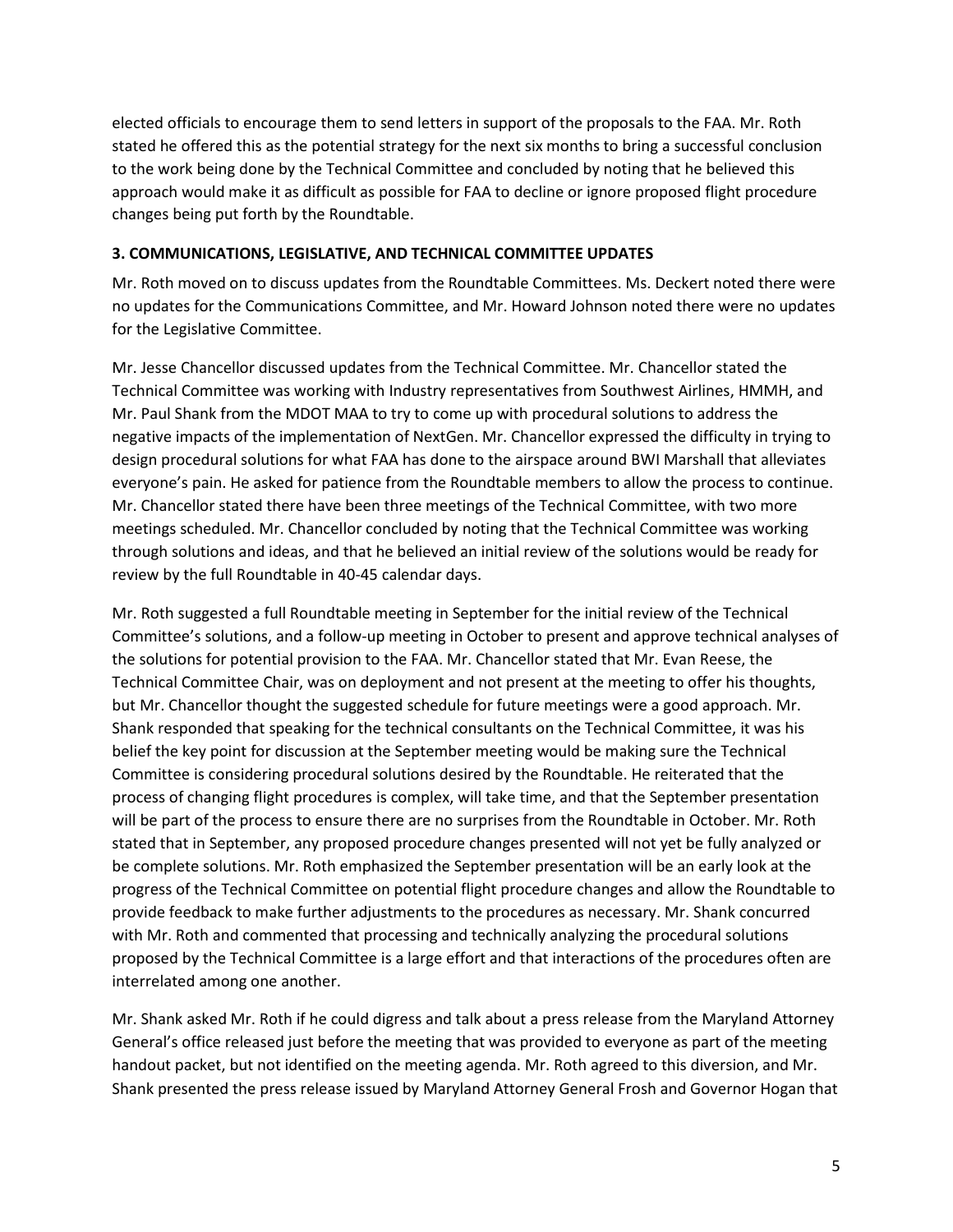elected officials to encourage them to send letters in support of the proposals to the FAA. Mr. Roth stated he offered this as the potential strategy for the next six months to bring a successful conclusion to the work being done by the Technical Committee and concluded by noting that he believed this approach would make it as difficult as possible for FAA to decline or ignore proposed flight procedure changes being put forth by the Roundtable.

**3. COMMUNICATIONS, LEGISLATIVE, AND TECHNICAL COMMITTEE UPDATES**

Mr. Roth moved on to discuss updates from the Roundtable Committees. Ms. Deckert noted there were no updates for the Communications Committee, and Mr. Howard Johnson noted there were no updates for the Legislative Committee.

Mr. Jesse Chancellor discussed updates from the Technical Committee. Mr. Chancellor stated the Technical Committee was working with Industry representatives from Southwest Airlines, HMMH, and Mr. Paul Shank from the MDOT MAA to try to come up with procedural solutions to address the negative impacts of the implementation of NextGen. Mr. Chancellor expressed the difficulty in trying to design procedural solutions for what FAA has done to the airspace around BWI Marshall that alleviates everyone's pain. He asked for patience from the Roundtable members to allow the process to continue. Mr. Chancellor stated there have been three meetings of the Technical Committee, with two more meetings scheduled. Mr. Chancellor concluded by noting that the Technical Committee was working through solutions and ideas, and that he believed an initial review of the solutions would be ready for review by the full Roundtable in 40-45 calendar days.

Mr. Roth suggested a full Roundtable meeting in September for the initial review of the Technical Committee's solutions, and a follow-up meeting in October to present and approve technical analyses of the solutions for potential provision to the FAA. Mr. Chancellor stated that Mr. Evan Reese, the Technical Committee Chair, was on deployment and not present at the meeting to offer his thoughts, but Mr. Chancellor thought the suggested schedule for future meetings were a good approach. Mr. Shank responded that speaking for the technical consultants on the Technical Committee, it was his belief the key point for discussion at the September meeting would be making sure the Technical Committee is considering procedural solutions desired by the Roundtable. He reiterated that the process of changing flight procedures is complex, will take time, and that the September presentation will be part of the process to ensure there are no surprises from the Roundtable in October. Mr. Roth stated that in September, any proposed procedure changes presented will not yet be fully analyzed or be complete solutions. Mr. Roth emphasized the September presentation will be an early look at the progress of the Technical Committee on potential flight procedure changes and allow the Roundtable to provide feedback to make further adjustments to the procedures as necessary. Mr. Shank concurred with Mr. Roth and commented that processing and technically analyzing the procedural solutions proposed by the Technical Committee is a large effort and that interactions of the procedures often are interrelated among one another.

Mr. Shank asked Mr. Roth if he could digress and talk about a press release from the Maryland Attorney General's office released just before the meeting that was provided to everyone as part of the meeting handout packet, but not identified on the meeting agenda. Mr. Roth agreed to this diversion, and Mr. Shank presented the press release issued by Maryland Attorney General Frosh and Governor Hogan that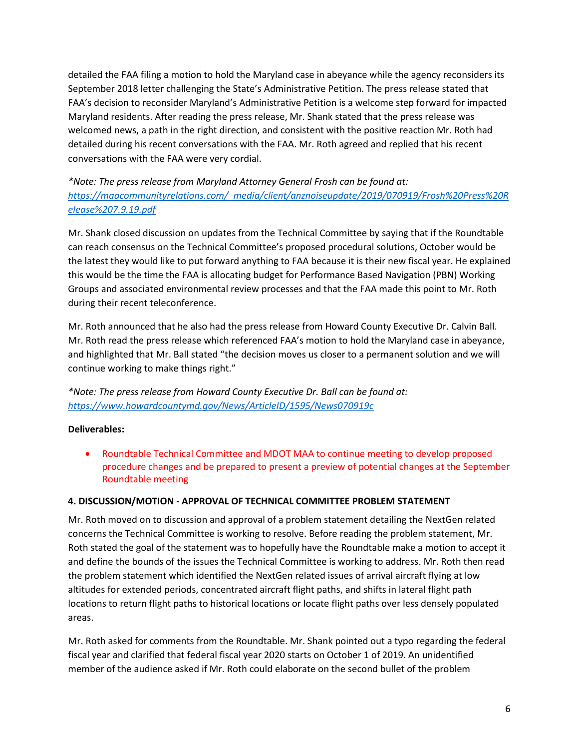detailed the FAA filing a motion to hold the Maryland case in abeyance while the agency reconsiders its September 2018 letter challenging the State's Administrative Petition. The press release stated that FAA's decision to reconsider Maryland's Administrative Petition is a welcome step forward for impacted Maryland residents. After reading the press release, Mr. Shank stated that the press release was welcomed news, a path in the right direction, and consistent with the positive reaction Mr. Roth had detailed during his recent conversations with the FAA. Mr. Roth agreed and replied that his recent conversations with the FAA were very cordial.

*\*Note: The press release from Maryland Attorney General Frosh can be found at: [https://maacommunityrelations.com/_media/client/anznoiseupdate/2019/070919/Frosh%20Press%20Release%207.9.19.pdf](https://maacommunityrelations.com/_media/client/anznoiseupdate/2019/070919/Frosh%20Press%20Release%207.9.19.pdf)*

Mr. Shank closed discussion on updates from the Technical Committee by saying that if the Roundtable can reach consensus on the Technical Committee's proposed procedural solutions, October would be the latest they would like to put forward anything to FAA because it is their new fiscal year. He explained this would be the time the FAA is allocating budget for Performance Based Navigation (PBN) Working Groups and associated environmental review processes and that the FAA made this point to Mr. Roth during their recent teleconference.

Mr. Roth announced that he also had the press release from Howard County Executive Dr. Calvin Ball. Mr. Roth read the press release which referenced FAA's motion to hold the Maryland case in abeyance, and highlighted that Mr. Ball stated "the decision moves us closer to a permanent solution and we will continue working to make things right."

*\*Note: The press release from Howard County Executive Dr. Ball can be found at: [https://www.howardcountymd.gov/News/ArticleID/1595/News070919c](https://www.howardcountymd.gov/News/ArticleID/1595/News070919c)*

**Deliverables:**

- Roundtable Technical Committee and MDOT MAA to continue meeting to develop proposed procedure changes and be prepared to present a preview of potential changes at the September Roundtable meeting

**4. DISCUSSION/MOTION - APPROVAL OF TECHNICAL COMMITTEE PROBLEM STATEMENT**

Mr. Roth moved on to discussion and approval of a problem statement detailing the NextGen related concerns the Technical Committee is working to resolve. Before reading the problem statement, Mr. Roth stated the goal of the statement was to hopefully have the Roundtable make a motion to accept it and define the bounds of the issues the Technical Committee is working to address. Mr. Roth then read the problem statement which identified the NextGen related issues of arrival aircraft flying at low altitudes for extended periods, concentrated aircraft flight paths, and shifts in lateral flight path locations to return flight paths to historical locations or locate flight paths over less densely populated areas.

Mr. Roth asked for comments from the Roundtable. Mr. Shank pointed out a typo regarding the federal fiscal year and clarified that federal fiscal year 2020 starts on October 1 of 2019. An unidentified member of the audience asked if Mr. Roth could elaborate on the second bullet of the problem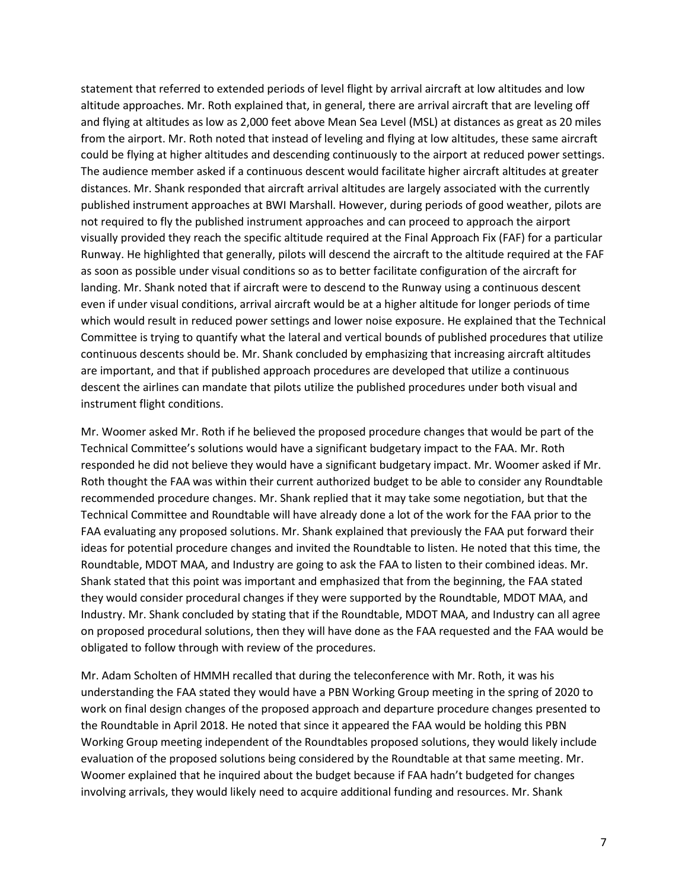statement that referred to extended periods of level flight by arrival aircraft at low altitudes and low altitude approaches. Mr. Roth explained that, in general, there are arrival aircraft that are leveling off and flying at altitudes as low as 2,000 feet above Mean Sea Level (MSL) at distances as great as 20 miles from the airport. Mr. Roth noted that instead of leveling and flying at low altitudes, these same aircraft could be flying at higher altitudes and descending continuously to the airport at reduced power settings. The audience member asked if a continuous descent would facilitate higher aircraft altitudes at greater distances. Mr. Shank responded that aircraft arrival altitudes are largely associated with the currently published instrument approaches at BWI Marshall. However, during periods of good weather, pilots are not required to fly the published instrument approaches and can proceed to approach the airport visually provided they reach the specific altitude required at the Final Approach Fix (FAF) for a particular Runway. He highlighted that generally, pilots will descend the aircraft to the altitude required at the FAF as soon as possible under visual conditions so as to better facilitate configuration of the aircraft for landing. Mr. Shank noted that if aircraft were to descend to the Runway using a continuous descent even if under visual conditions, arrival aircraft would be at a higher altitude for longer periods of time which would result in reduced power settings and lower noise exposure. He explained that the Technical Committee is trying to quantify what the lateral and vertical bounds of published procedures that utilize continuous descents should be. Mr. Shank concluded by emphasizing that increasing aircraft altitudes are important, and that if published approach procedures are developed that utilize a continuous descent the airlines can mandate that pilots utilize the published procedures under both visual and instrument flight conditions.

Mr. Woomer asked Mr. Roth if he believed the proposed procedure changes that would be part of the Technical Committee's solutions would have a significant budgetary impact to the FAA. Mr. Roth responded he did not believe they would have a significant budgetary impact. Mr. Woomer asked if Mr. Roth thought the FAA was within their current authorized budget to be able to consider any Roundtable recommended procedure changes. Mr. Shank replied that it may take some negotiation, but that the Technical Committee and Roundtable will have already done a lot of the work for the FAA prior to the FAA evaluating any proposed solutions. Mr. Shank explained that previously the FAA put forward their ideas for potential procedure changes and invited the Roundtable to listen. He noted that this time, the Roundtable, MDOT MAA, and Industry are going to ask the FAA to listen to their combined ideas. Mr. Shank stated that this point was important and emphasized that from the beginning, the FAA stated they would consider procedural changes if they were supported by the Roundtable, MDOT MAA, and Industry. Mr. Shank concluded by stating that if the Roundtable, MDOT MAA, and Industry can all agree on proposed procedural solutions, then they will have done as the FAA requested and the FAA would be obligated to follow through with review of the procedures.

Mr. Adam Scholten of HMMH recalled that during the teleconference with Mr. Roth, it was his understanding the FAA stated they would have a PBN Working Group meeting in the spring of 2020 to work on final design changes of the proposed approach and departure procedure changes presented to the Roundtable in April 2018. He noted that since it appeared the FAA would be holding this PBN Working Group meeting independent of the Roundtables proposed solutions, they would likely include evaluation of the proposed solutions being considered by the Roundtable at that same meeting. Mr. Woomer explained that he inquired about the budget because if FAA hadn't budgeted for changes involving arrivals, they would likely need to acquire additional funding and resources. Mr. Shank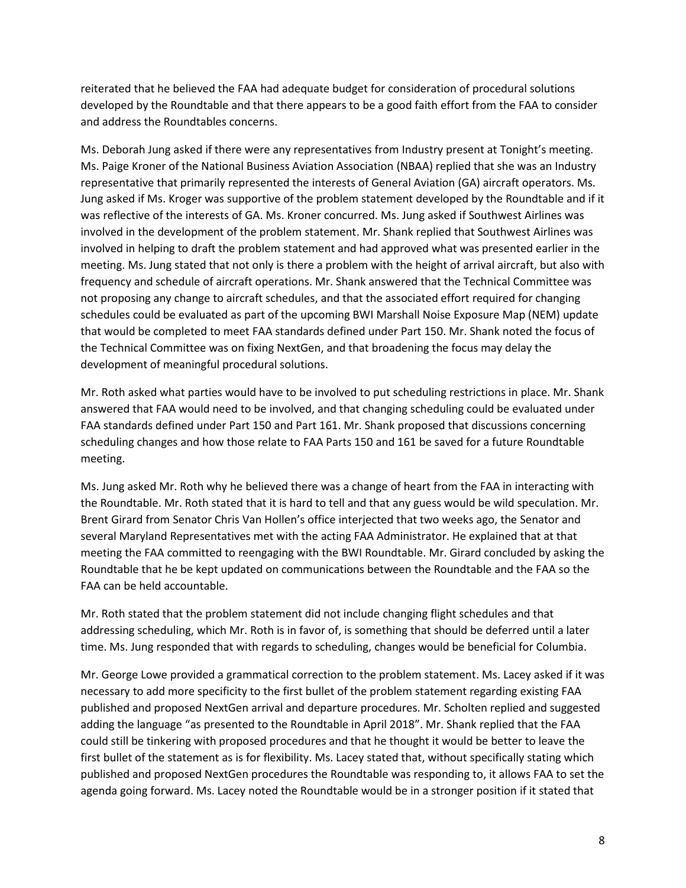reiterated that he believed the FAA had adequate budget for consideration of procedural solutions developed by the Roundtable and that there appears to be a good faith effort from the FAA to consider and address the Roundtables concerns.

Ms. Deborah Jung asked if there were any representatives from Industry present at Tonight's meeting. Ms. Paige Kroner of the National Business Aviation Association (NBAA) replied that she was an Industry representative that primarily represented the interests of General Aviation (GA) aircraft operators. Ms. Jung asked if Ms. Kroger was supportive of the problem statement developed by the Roundtable and if it was reflective of the interests of GA. Ms. Kroner concurred. Ms. Jung asked if Southwest Airlines was involved in the development of the problem statement. Mr. Shank replied that Southwest Airlines was involved in helping to draft the problem statement and had approved what was presented earlier in the meeting. Ms. Jung stated that not only is there a problem with the height of arrival aircraft, but also with frequency and schedule of aircraft operations. Mr. Shank answered that the Technical Committee was not proposing any change to aircraft schedules, and that the associated effort required for changing schedules could be evaluated as part of the upcoming BWI Marshall Noise Exposure Map (NEM) update that would be completed to meet FAA standards defined under Part 150. Mr. Shank noted the focus of the Technical Committee was on fixing NextGen, and that broadening the focus may delay the development of meaningful procedural solutions.

Mr. Roth asked what parties would have to be involved to put scheduling restrictions in place. Mr. Shank answered that FAA would need to be involved, and that changing scheduling could be evaluated under FAA standards defined under Part 150 and Part 161. Mr. Shank proposed that discussions concerning scheduling changes and how those relate to FAA Parts 150 and 161 be saved for a future Roundtable meeting.

Ms. Jung asked Mr. Roth why he believed there was a change of heart from the FAA in interacting with the Roundtable. Mr. Roth stated that it is hard to tell and that any guess would be wild speculation. Mr. Brent Girard from Senator Chris Van Hollen's office interjected that two weeks ago, the Senator and several Maryland Representatives met with the acting FAA Administrator. He explained that at that meeting the FAA committed to reengaging with the BWI Roundtable. Mr. Girard concluded by asking the Roundtable that he be kept updated on communications between the Roundtable and the FAA so the FAA can be held accountable.

Mr. Roth stated that the problem statement did not include changing flight schedules and that addressing scheduling, which Mr. Roth is in favor of, is something that should be deferred until a later time. Ms. Jung responded that with regards to scheduling, changes would be beneficial for Columbia.

Mr. George Lowe provided a grammatical correction to the problem statement. Ms. Lacey asked if it was necessary to add more specificity to the first bullet of the problem statement regarding existing FAA published and proposed NextGen arrival and departure procedures. Mr. Scholten replied and suggested adding the language "as presented to the Roundtable in April 2018". Mr. Shank replied that the FAA could still be tinkering with proposed procedures and that he thought it would be better to leave the first bullet of the statement as is for flexibility. Ms. Lacey stated that, without specifically stating which published and proposed NextGen procedures the Roundtable was responding to, it allows FAA to set the agenda going forward. Ms. Lacey noted the Roundtable would be in a stronger position if it stated that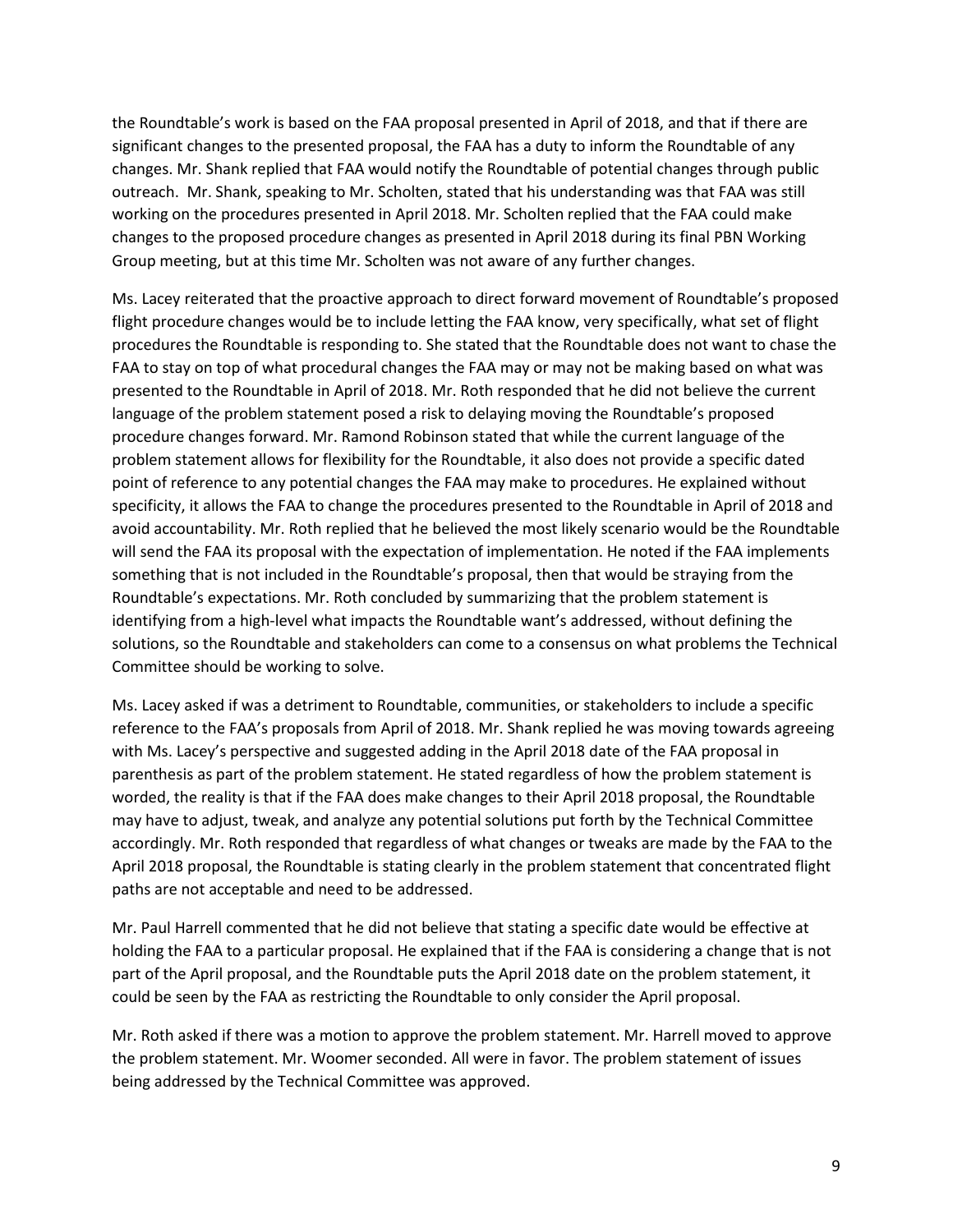the Roundtable's work is based on the FAA proposal presented in April of 2018, and that if there are significant changes to the presented proposal, the FAA has a duty to inform the Roundtable of any changes. Mr. Shank replied that FAA would notify the Roundtable of potential changes through public outreach. Mr. Shank, speaking to Mr. Scholten, stated that his understanding was that FAA was still working on the procedures presented in April 2018. Mr. Scholten replied that the FAA could make changes to the proposed procedure changes as presented in April 2018 during its final PBN Working Group meeting, but at this time Mr. Scholten was not aware of any further changes.

Ms. Lacey reiterated that the proactive approach to direct forward movement of Roundtable's proposed flight procedure changes would be to include letting the FAA know, very specifically, what set of flight procedures the Roundtable is responding to. She stated that the Roundtable does not want to chase the FAA to stay on top of what procedural changes the FAA may or may not be making based on what was presented to the Roundtable in April of 2018. Mr. Roth responded that he did not believe the current language of the problem statement posed a risk to delaying moving the Roundtable's proposed procedure changes forward. Mr. Ramond Robinson stated that while the current language of the problem statement allows for flexibility for the Roundtable, it also does not provide a specific dated point of reference to any potential changes the FAA may make to procedures. He explained without specificity, it allows the FAA to change the procedures presented to the Roundtable in April of 2018 and avoid accountability. Mr. Roth replied that he believed the most likely scenario would be the Roundtable will send the FAA its proposal with the expectation of implementation. He noted if the FAA implements something that is not included in the Roundtable's proposal, then that would be straying from the Roundtable's expectations. Mr. Roth concluded by summarizing that the problem statement is identifying from a high-level what impacts the Roundtable want's addressed, without defining the solutions, so the Roundtable and stakeholders can come to a consensus on what problems the Technical Committee should be working to solve.

Ms. Lacey asked if was a detriment to Roundtable, communities, or stakeholders to include a specific reference to the FAA's proposals from April of 2018. Mr. Shank replied he was moving towards agreeing with Ms. Lacey's perspective and suggested adding in the April 2018 date of the FAA proposal in parenthesis as part of the problem statement. He stated regardless of how the problem statement is worded, the reality is that if the FAA does make changes to their April 2018 proposal, the Roundtable may have to adjust, tweak, and analyze any potential solutions put forth by the Technical Committee accordingly. Mr. Roth responded that regardless of what changes or tweaks are made by the FAA to the April 2018 proposal, the Roundtable is stating clearly in the problem statement that concentrated flight paths are not acceptable and need to be addressed.

Mr. Paul Harrell commented that he did not believe that stating a specific date would be effective at holding the FAA to a particular proposal. He explained that if the FAA is considering a change that is not part of the April proposal, and the Roundtable puts the April 2018 date on the problem statement, it could be seen by the FAA as restricting the Roundtable to only consider the April proposal.

Mr. Roth asked if there was a motion to approve the problem statement. Mr. Harrell moved to approve the problem statement. Mr. Woomer seconded. All were in favor. The problem statement of issues being addressed by the Technical Committee was approved.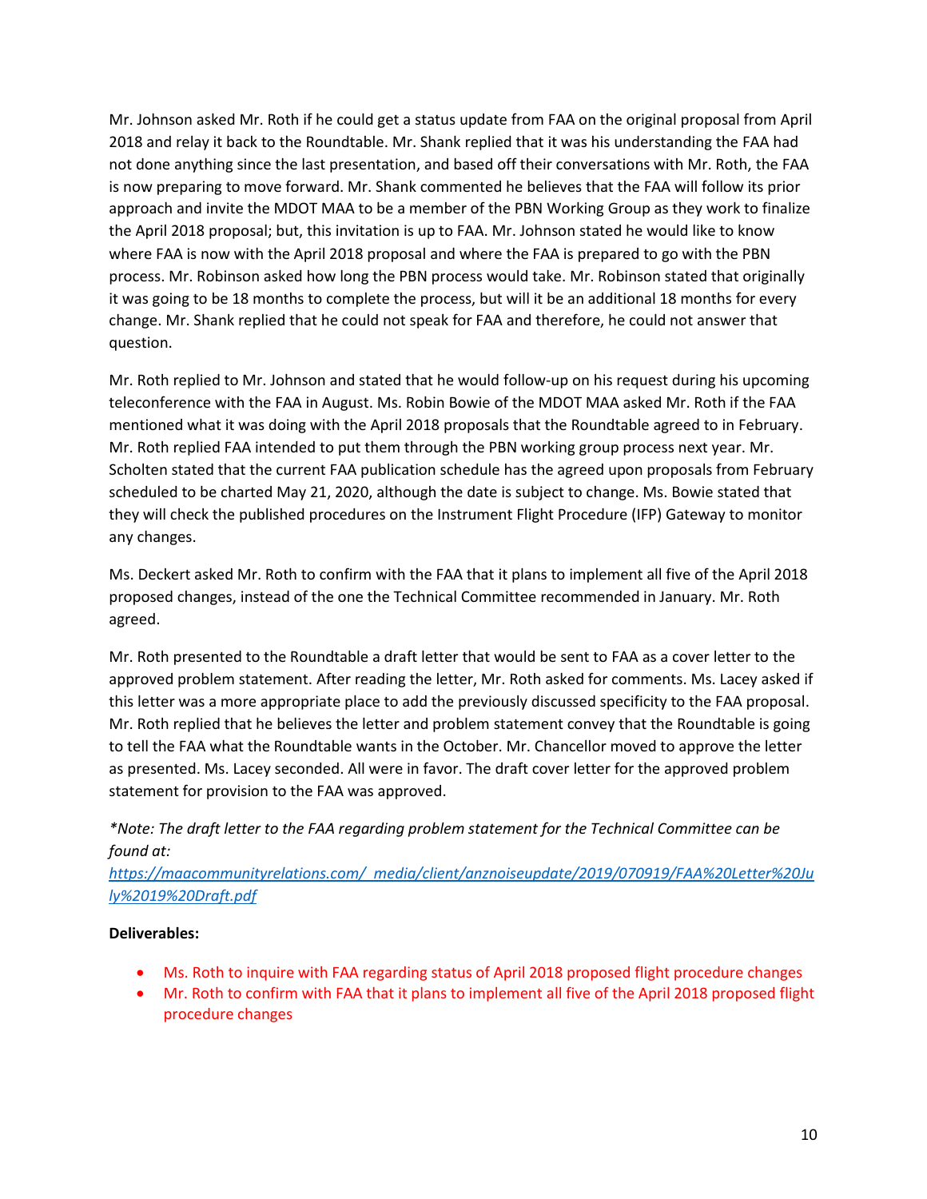Mr. Johnson asked Mr. Roth if he could get a status update from FAA on the original proposal from April 2018 and relay it back to the Roundtable. Mr. Shank replied that it was his understanding the FAA had not done anything since the last presentation, and based off their conversations with Mr. Roth, the FAA is now preparing to move forward. Mr. Shank commented he believes that the FAA will follow its prior approach and invite the MDOT MAA to be a member of the PBN Working Group as they work to finalize the April 2018 proposal; but, this invitation is up to FAA. Mr. Johnson stated he would like to know where FAA is now with the April 2018 proposal and where the FAA is prepared to go with the PBN process. Mr. Robinson asked how long the PBN process would take. Mr. Robinson stated that originally it was going to be 18 months to complete the process, but will it be an additional 18 months for every change. Mr. Shank replied that he could not speak for FAA and therefore, he could not answer that question.

Mr. Roth replied to Mr. Johnson and stated that he would follow-up on his request during his upcoming teleconference with the FAA in August. Ms. Robin Bowie of the MDOT MAA asked Mr. Roth if the FAA mentioned what it was doing with the April 2018 proposals that the Roundtable agreed to in February. Mr. Roth replied FAA intended to put them through the PBN working group process next year. Mr. Scholten stated that the current FAA publication schedule has the agreed upon proposals from February scheduled to be charted May 21, 2020, although the date is subject to change. Ms. Bowie stated that they will check the published procedures on the Instrument Flight Procedure (IFP) Gateway to monitor any changes.

Ms. Deckert asked Mr. Roth to confirm with the FAA that it plans to implement all five of the April 2018 proposed changes, instead of the one the Technical Committee recommended in January. Mr. Roth agreed.

Mr. Roth presented to the Roundtable a draft letter that would be sent to FAA as a cover letter to the approved problem statement. After reading the letter, Mr. Roth asked for comments. Ms. Lacey asked if this letter was a more appropriate place to add the previously discussed specificity to the FAA proposal. Mr. Roth replied that he believes the letter and problem statement convey that the Roundtable is going to tell the FAA what the Roundtable wants in the October. Mr. Chancellor moved to approve the letter as presented. Ms. Lacey seconded. All were in favor. The draft cover letter for the approved problem statement for provision to the FAA was approved.

*\*Note: The draft letter to the FAA regarding problem statement for the Technical Committee can be found at:* [https://maacommunityrelations.com/_media/client/anznoiseupdate/2019/070919/FAA%20Letter%20July%2019%20Draft.pdf](https://maacommunityrelations.com/_media/client/anznoiseupdate/2019/070919/FAA%20Letter%20July%2019%20Draft.pdf)

**Deliverables:**

- Ms. Roth to inquire with FAA regarding status of April 2018 proposed flight procedure changes
- Mr. Roth to confirm with FAA that it plans to implement all five of the April 2018 proposed flight procedure changes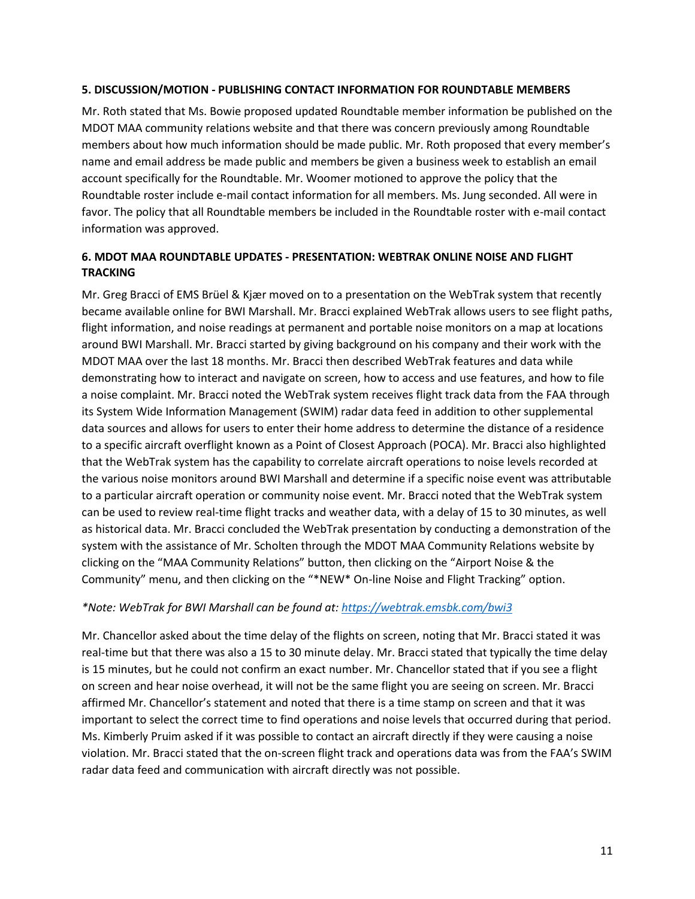**5. DISCUSSION/MOTION - PUBLISHING CONTACT INFORMATION FOR ROUNDTABLE MEMBERS**

Mr. Roth stated that Ms. Bowie proposed updated Roundtable member information be published on the MDOT MAA community relations website and that there was concern previously among Roundtable members about how much information should be made public. Mr. Roth proposed that every member's name and email address be made public and members be given a business week to establish an email account specifically for the Roundtable. Mr. Woomer motioned to approve the policy that the Roundtable roster include e-mail contact information for all members. Ms. Jung seconded. All were in favor. The policy that all Roundtable members be included in the Roundtable roster with e-mail contact information was approved.

**6. MDOT MAA ROUNDTABLE UPDATES - PRESENTATION: WEBTRAK ONLINE NOISE AND FLIGHT TRACKING**

Mr. Greg Bracci of EMS Brüel & Kjær moved on to a presentation on the WebTrak system that recently became available online for BWI Marshall. Mr. Bracci explained WebTrak allows users to see flight paths, flight information, and noise readings at permanent and portable noise monitors on a map at locations around BWI Marshall. Mr. Bracci started by giving background on his company and their work with the MDOT MAA over the last 18 months. Mr. Bracci then described WebTrak features and data while demonstrating how to interact and navigate on screen, how to access and use features, and how to file a noise complaint. Mr. Bracci noted the WebTrak system receives flight track data from the FAA through its System Wide Information Management (SWIM) radar data feed in addition to other supplemental data sources and allows for users to enter their home address to determine the distance of a residence to a specific aircraft overflight known as a Point of Closest Approach (POCA). Mr. Bracci also highlighted that the WebTrak system has the capability to correlate aircraft operations to noise levels recorded at the various noise monitors around BWI Marshall and determine if a specific noise event was attributable to a particular aircraft operation or community noise event. Mr. Bracci noted that the WebTrak system can be used to review real-time flight tracks and weather data, with a delay of 15 to 30 minutes, as well as historical data. Mr. Bracci concluded the WebTrak presentation by conducting a demonstration of the system with the assistance of Mr. Scholten through the MDOT MAA Community Relations website by clicking on the "MAA Community Relations" button, then clicking on the "Airport Noise & the Community" menu, and then clicking on the "*NEW* On-line Noise and Flight Tracking" option.

*\*Note: WebTrak for BWI Marshall can be found at: [https://webtrak.emsbk.com/bwi3](https://webtrak.emsbk.com/bwi3)*

Mr. Chancellor asked about the time delay of the flights on screen, noting that Mr. Bracci stated it was real-time but that there was also a 15 to 30 minute delay. Mr. Bracci stated that typically the time delay is 15 minutes, but he could not confirm an exact number. Mr. Chancellor stated that if you see a flight on screen and hear noise overhead, it will not be the same flight you are seeing on screen. Mr. Bracci affirmed Mr. Chancellor's statement and noted that there is a time stamp on screen and that it was important to select the correct time to find operations and noise levels that occurred during that period. Ms. Kimberly Pruim asked if it was possible to contact an aircraft directly if they were causing a noise violation. Mr. Bracci stated that the on-screen flight track and operations data was from the FAA's SWIM radar data feed and communication with aircraft directly was not possible.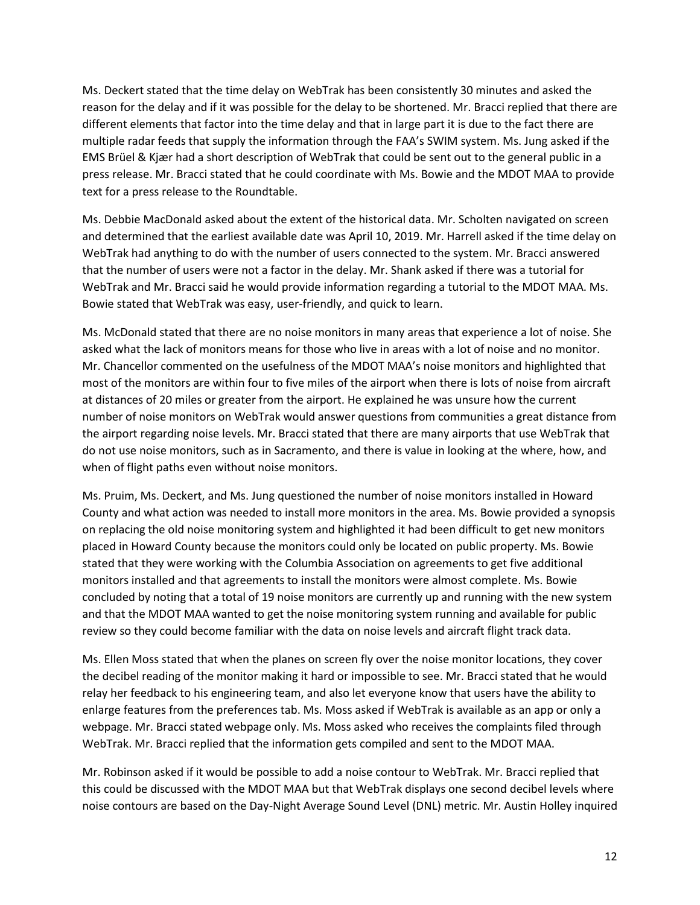Ms. Deckert stated that the time delay on WebTrak has been consistently 30 minutes and asked the reason for the delay and if it was possible for the delay to be shortened. Mr. Bracci replied that there are different elements that factor into the time delay and that in large part it is due to the fact there are multiple radar feeds that supply the information through the FAA's SWIM system. Ms. Jung asked if the EMS Brüel & Kjær had a short description of WebTrak that could be sent out to the general public in a press release. Mr. Bracci stated that he could coordinate with Ms. Bowie and the MDOT MAA to provide text for a press release to the Roundtable.

Ms. Debbie MacDonald asked about the extent of the historical data. Mr. Scholten navigated on screen and determined that the earliest available date was April 10, 2019. Mr. Harrell asked if the time delay on WebTrak had anything to do with the number of users connected to the system. Mr. Bracci answered that the number of users were not a factor in the delay. Mr. Shank asked if there was a tutorial for WebTrak and Mr. Bracci said he would provide information regarding a tutorial to the MDOT MAA. Ms. Bowie stated that WebTrak was easy, user-friendly, and quick to learn.

Ms. McDonald stated that there are no noise monitors in many areas that experience a lot of noise. She asked what the lack of monitors means for those who live in areas with a lot of noise and no monitor. Mr. Chancellor commented on the usefulness of the MDOT MAA's noise monitors and highlighted that most of the monitors are within four to five miles of the airport when there is lots of noise from aircraft at distances of 20 miles or greater from the airport. He explained he was unsure how the current number of noise monitors on WebTrak would answer questions from communities a great distance from the airport regarding noise levels. Mr. Bracci stated that there are many airports that use WebTrak that do not use noise monitors, such as in Sacramento, and there is value in looking at the where, how, and when of flight paths even without noise monitors.

Ms. Pruim, Ms. Deckert, and Ms. Jung questioned the number of noise monitors installed in Howard County and what action was needed to install more monitors in the area. Ms. Bowie provided a synopsis on replacing the old noise monitoring system and highlighted it had been difficult to get new monitors placed in Howard County because the monitors could only be located on public property. Ms. Bowie stated that they were working with the Columbia Association on agreements to get five additional monitors installed and that agreements to install the monitors were almost complete. Ms. Bowie concluded by noting that a total of 19 noise monitors are currently up and running with the new system and that the MDOT MAA wanted to get the noise monitoring system running and available for public review so they could become familiar with the data on noise levels and aircraft flight track data.

Ms. Ellen Moss stated that when the planes on screen fly over the noise monitor locations, they cover the decibel reading of the monitor making it hard or impossible to see. Mr. Bracci stated that he would relay her feedback to his engineering team, and also let everyone know that users have the ability to enlarge features from the preferences tab. Ms. Moss asked if WebTrak is available as an app or only a webpage. Mr. Bracci stated webpage only. Ms. Moss asked who receives the complaints filed through WebTrak. Mr. Bracci replied that the information gets compiled and sent to the MDOT MAA.

Mr. Robinson asked if it would be possible to add a noise contour to WebTrak. Mr. Bracci replied that this could be discussed with the MDOT MAA but that WebTrak displays one second decibel levels where noise contours are based on the Day-Night Average Sound Level (DNL) metric. Mr. Austin Holley inquired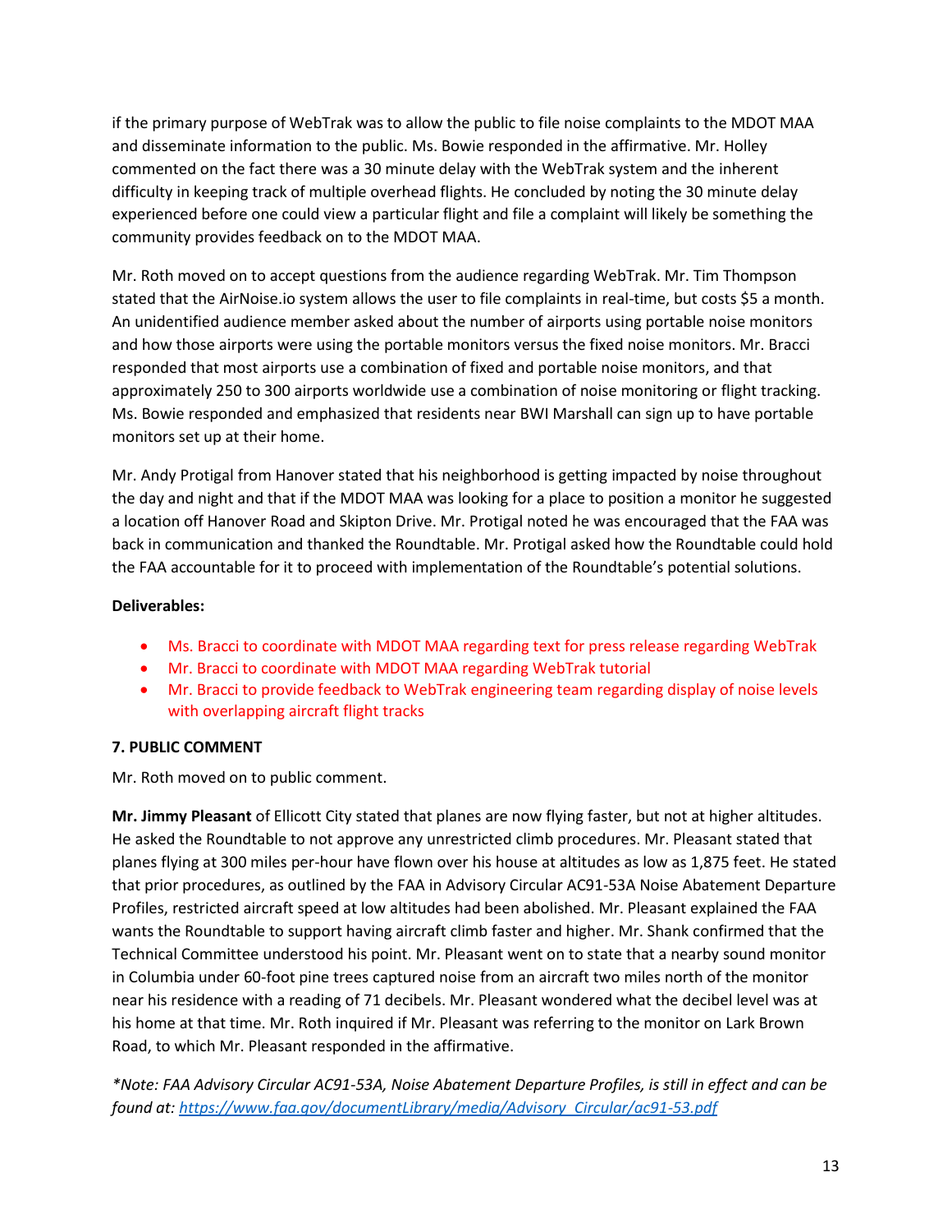if the primary purpose of WebTrak was to allow the public to file noise complaints to the MDOT MAA and disseminate information to the public. Ms. Bowie responded in the affirmative. Mr. Holley commented on the fact there was a 30 minute delay with the WebTrak system and the inherent difficulty in keeping track of multiple overhead flights. He concluded by noting the 30 minute delay experienced before one could view a particular flight and file a complaint will likely be something the community provides feedback on to the MDOT MAA.

Mr. Roth moved on to accept questions from the audience regarding WebTrak. Mr. Tim Thompson stated that the AirNoise.io system allows the user to file complaints in real-time, but costs $5 a month. An unidentified audience member asked about the number of airports using portable noise monitors and how those airports were using the portable monitors versus the fixed noise monitors. Mr. Bracci responded that most airports use a combination of fixed and portable noise monitors, and that approximately 250 to 300 airports worldwide use a combination of noise monitoring or flight tracking. Ms. Bowie responded and emphasized that residents near BWI Marshall can sign up to have portable monitors set up at their home.

Mr. Andy Protigal from Hanover stated that his neighborhood is getting impacted by noise throughout the day and night and that if the MDOT MAA was looking for a place to position a monitor he suggested a location off Hanover Road and Skipton Drive. Mr. Protigal noted he was encouraged that the FAA was back in communication and thanked the Roundtable. Mr. Protigal asked how the Roundtable could hold the FAA accountable for it to proceed with implementation of the Roundtable's potential solutions.

**Deliverables:**

- Ms. Bracci to coordinate with MDOT MAA regarding text for press release regarding WebTrak
- Mr. Bracci to coordinate with MDOT MAA regarding WebTrak tutorial
- Mr. Bracci to provide feedback to WebTrak engineering team regarding display of noise levels with overlapping aircraft flight tracks

**7. PUBLIC COMMENT**

Mr. Roth moved on to public comment.

**Mr. Jimmy Pleasant** of Ellicott City stated that planes are now flying faster, but not at higher altitudes. He asked the Roundtable to not approve any unrestricted climb procedures. Mr. Pleasant stated that planes flying at 300 miles per-hour have flown over his house at altitudes as low as 1,875 feet. He stated that prior procedures, as outlined by the FAA in Advisory Circular AC91-53A Noise Abatement Departure Profiles, restricted aircraft speed at low altitudes had been abolished. Mr. Pleasant explained the FAA wants the Roundtable to support having aircraft climb faster and higher. Mr. Shank confirmed that the Technical Committee understood his point. Mr. Pleasant went on to state that a nearby sound monitor in Columbia under 60-foot pine trees captured noise from an aircraft two miles north of the monitor near his residence with a reading of 71 decibels. Mr. Pleasant wondered what the decibel level was at his home at that time. Mr. Roth inquired if Mr. Pleasant was referring to the monitor on Lark Brown Road, to which Mr. Pleasant responded in the affirmative.

*\*Note: FAA Advisory Circular AC91-53A, Noise Abatement Departure Profiles, is still in effect and can be found at: https://www.faa.gov/documentLibrary/media/Advisory_Circular/ac91-53.pdf*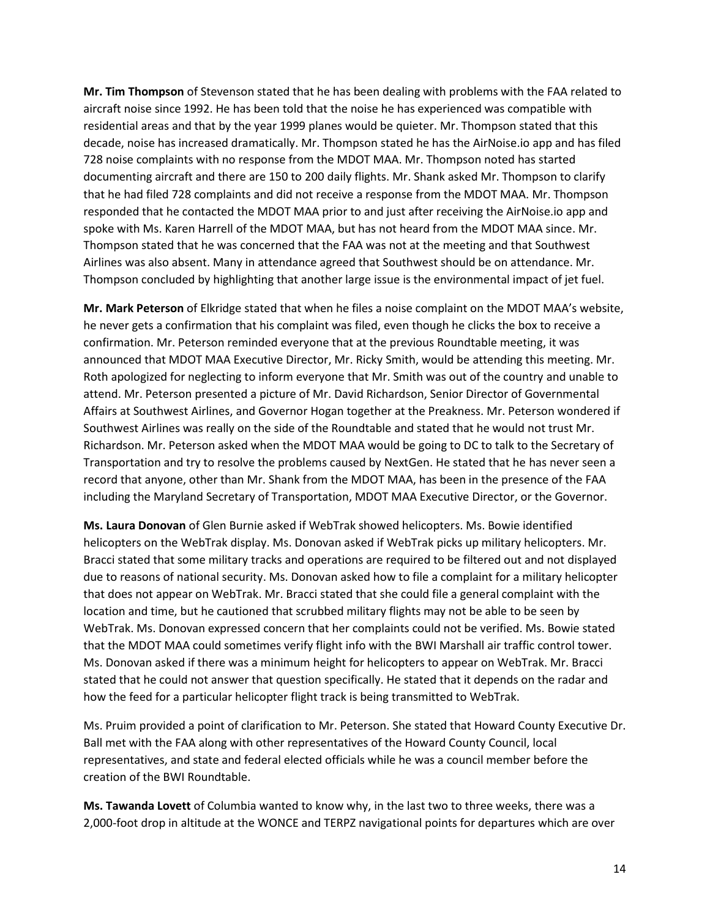**Mr. Tim Thompson** of Stevenson stated that he has been dealing with problems with the FAA related to aircraft noise since 1992. He has been told that the noise he has experienced was compatible with residential areas and that by the year 1999 planes would be quieter. Mr. Thompson stated that this decade, noise has increased dramatically. Mr. Thompson stated he has the AirNoise.io app and has filed 728 noise complaints with no response from the MDOT MAA. Mr. Thompson noted has started documenting aircraft and there are 150 to 200 daily flights. Mr. Shank asked Mr. Thompson to clarify that he had filed 728 complaints and did not receive a response from the MDOT MAA. Mr. Thompson responded that he contacted the MDOT MAA prior to and just after receiving the AirNoise.io app and spoke with Ms. Karen Harrell of the MDOT MAA, but has not heard from the MDOT MAA since. Mr. Thompson stated that he was concerned that the FAA was not at the meeting and that Southwest Airlines was also absent. Many in attendance agreed that Southwest should be on attendance. Mr. Thompson concluded by highlighting that another large issue is the environmental impact of jet fuel.

**Mr. Mark Peterson** of Elkridge stated that when he files a noise complaint on the MDOT MAA's website, he never gets a confirmation that his complaint was filed, even though he clicks the box to receive a confirmation. Mr. Peterson reminded everyone that at the previous Roundtable meeting, it was announced that MDOT MAA Executive Director, Mr. Ricky Smith, would be attending this meeting. Mr. Roth apologized for neglecting to inform everyone that Mr. Smith was out of the country and unable to attend. Mr. Peterson presented a picture of Mr. David Richardson, Senior Director of Governmental Affairs at Southwest Airlines, and Governor Hogan together at the Preakness. Mr. Peterson wondered if Southwest Airlines was really on the side of the Roundtable and stated that he would not trust Mr. Richardson. Mr. Peterson asked when the MDOT MAA would be going to DC to talk to the Secretary of Transportation and try to resolve the problems caused by NextGen. He stated that he has never seen a record that anyone, other than Mr. Shank from the MDOT MAA, has been in the presence of the FAA including the Maryland Secretary of Transportation, MDOT MAA Executive Director, or the Governor.

**Ms. Laura Donovan** of Glen Burnie asked if WebTrak showed helicopters. Ms. Bowie identified helicopters on the WebTrak display. Ms. Donovan asked if WebTrak picks up military helicopters. Mr. Bracci stated that some military tracks and operations are required to be filtered out and not displayed due to reasons of national security. Ms. Donovan asked how to file a complaint for a military helicopter that does not appear on WebTrak. Mr. Bracci stated that she could file a general complaint with the location and time, but he cautioned that scrubbed military flights may not be able to be seen by WebTrak. Ms. Donovan expressed concern that her complaints could not be verified. Ms. Bowie stated that the MDOT MAA could sometimes verify flight info with the BWI Marshall air traffic control tower. Ms. Donovan asked if there was a minimum height for helicopters to appear on WebTrak. Mr. Bracci stated that he could not answer that question specifically. He stated that it depends on the radar and how the feed for a particular helicopter flight track is being transmitted to WebTrak.

Ms. Pruim provided a point of clarification to Mr. Peterson. She stated that Howard County Executive Dr. Ball met with the FAA along with other representatives of the Howard County Council, local representatives, and state and federal elected officials while he was a council member before the creation of the BWI Roundtable.

**Ms. Tawanda Lovett** of Columbia wanted to know why, in the last two to three weeks, there was a 2,000-foot drop in altitude at the WONCE and TERPZ navigational points for departures which are over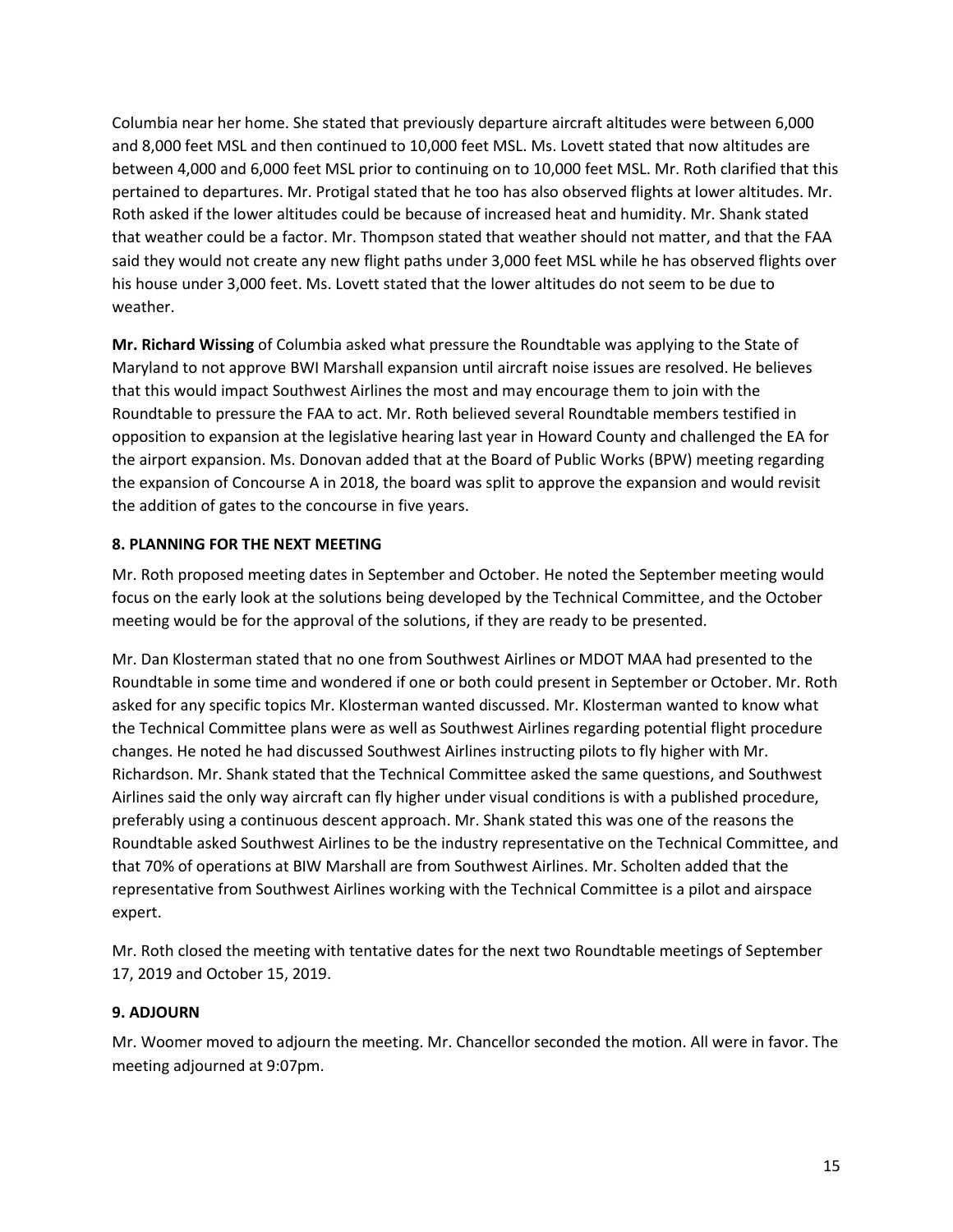Columbia near her home. She stated that previously departure aircraft altitudes were between 6,000 and 8,000 feet MSL and then continued to 10,000 feet MSL. Ms. Lovett stated that now altitudes are between 4,000 and 6,000 feet MSL prior to continuing on to 10,000 feet MSL. Mr. Roth clarified that this pertained to departures. Mr. Protigal stated that he too has also observed flights at lower altitudes. Mr. Roth asked if the lower altitudes could be because of increased heat and humidity. Mr. Shank stated that weather could be a factor. Mr. Thompson stated that weather should not matter, and that the FAA said they would not create any new flight paths under 3,000 feet MSL while he has observed flights over his house under 3,000 feet. Ms. Lovett stated that the lower altitudes do not seem to be due to weather.

**Mr. Richard Wissing** of Columbia asked what pressure the Roundtable was applying to the State of Maryland to not approve BWI Marshall expansion until aircraft noise issues are resolved. He believes that this would impact Southwest Airlines the most and may encourage them to join with the Roundtable to pressure the FAA to act. Mr. Roth believed several Roundtable members testified in opposition to expansion at the legislative hearing last year in Howard County and challenged the EA for the airport expansion. Ms. Donovan added that at the Board of Public Works (BPW) meeting regarding the expansion of Concourse A in 2018, the board was split to approve the expansion and would revisit the addition of gates to the concourse in five years.

## 8. PLANNING FOR THE NEXT MEETING

Mr. Roth proposed meeting dates in September and October. He noted the September meeting would focus on the early look at the solutions being developed by the Technical Committee, and the October meeting would be for the approval of the solutions, if they are ready to be presented.

Mr. Dan Klosterman stated that no one from Southwest Airlines or MDOT MAA had presented to the Roundtable in some time and wondered if one or both could present in September or October. Mr. Roth asked for any specific topics Mr. Klosterman wanted discussed. Mr. Klosterman wanted to know what the Technical Committee plans were as well as Southwest Airlines regarding potential flight procedure changes. He noted he had discussed Southwest Airlines instructing pilots to fly higher with Mr. Richardson. Mr. Shank stated that the Technical Committee asked the same questions, and Southwest Airlines said the only way aircraft can fly higher under visual conditions is with a published procedure, preferably using a continuous descent approach. Mr. Shank stated this was one of the reasons the Roundtable asked Southwest Airlines to be the industry representative on the Technical Committee, and that 70% of operations at BIW Marshall are from Southwest Airlines. Mr. Scholten added that the representative from Southwest Airlines working with the Technical Committee is a pilot and airspace expert.

Mr. Roth closed the meeting with tentative dates for the next two Roundtable meetings of September 17, 2019 and October 15, 2019.

## 9. ADJOURN

Mr. Woomer moved to adjourn the meeting. Mr. Chancellor seconded the motion. All were in favor. The meeting adjourned at 9:07pm.